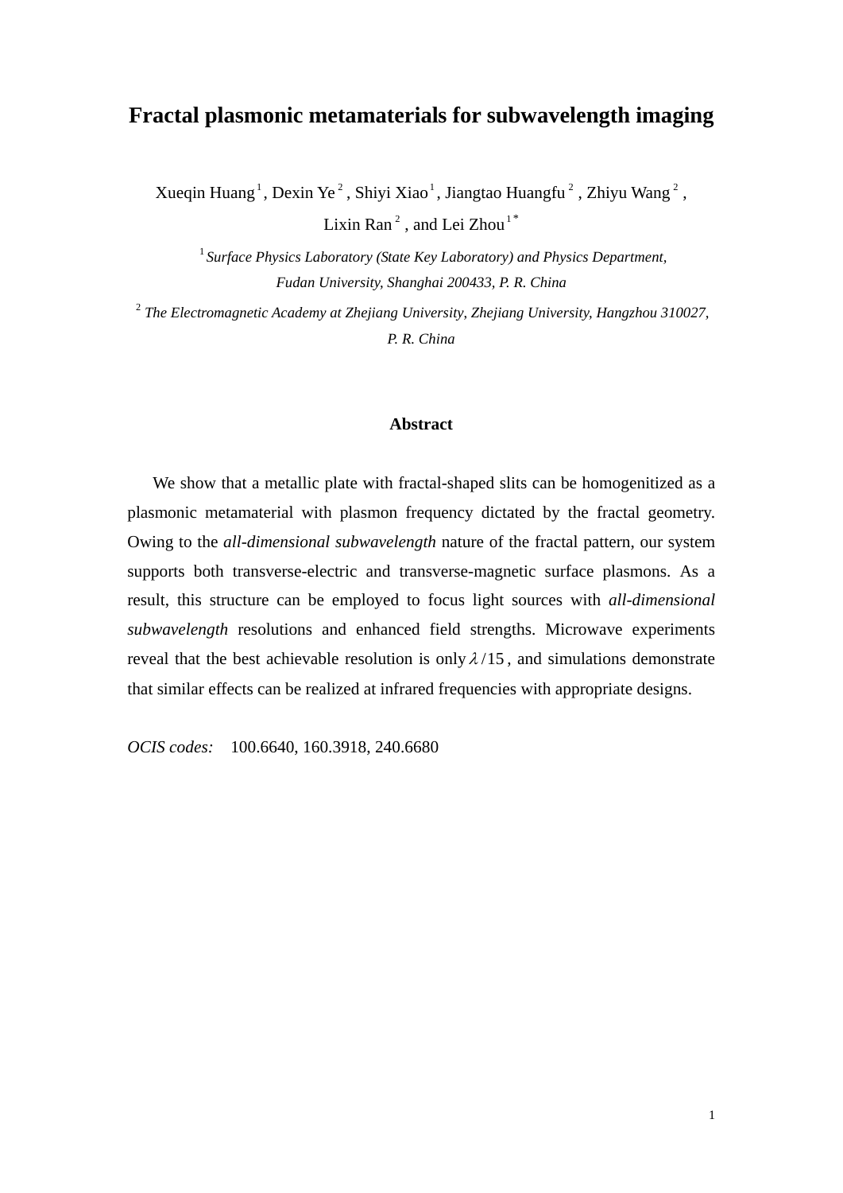# Fractal plasmonic metamaterials for subwavelength imaging

Xueqin Huang [1], Dexin Ye [2], Shiyi Xiao [1], Jiangtao Huangfu [2], Zhiyu Wang [2], Lixin Ran [2], and Lei Zhou [1*]

[1] *Surface Physics Laboratory (State Key Laboratory) and Physics Department, Fudan University, Shanghai 200433, P. R. China*

[2] *The Electromagnetic Academy at Zhejiang University, Zhejiang University, Hangzhou 310027, P. R. China*

## Abstract

We show that a metallic plate with fractal-shaped slits can be homogenitized as a plasmonic metamaterial with plasmon frequency dictated by the fractal geometry. Owing to the *all-dimensional subwavelength* nature of the fractal pattern, our system supports both transverse-electric and transverse-magnetic surface plasmons. As a result, this structure can be employed to focus light sources with *all-dimensional subwavelength* resolutions and enhanced field strengths. Microwave experiments reveal that the best achievable resolution is only $\lambda/15$, and simulations demonstrate that similar effects can be realized at infrared frequencies with appropriate designs.

*OCIS codes:* 100.6640, 160.3918, 240.6680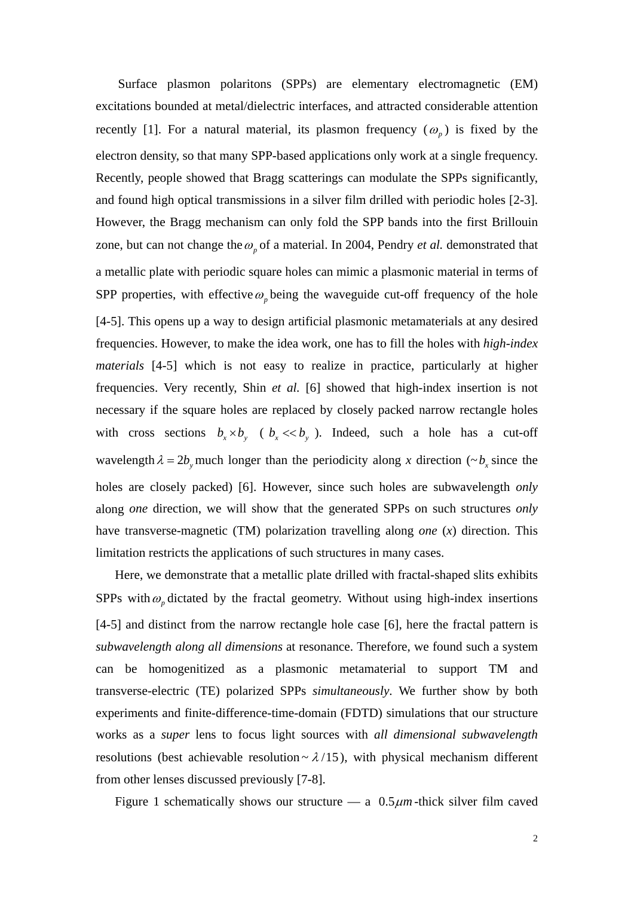Surface plasmon polaritons (SPPs) are elementary electromagnetic (EM) excitations bounded at metal/dielectric interfaces, and attracted considerable attention recently [1]. For a natural material, its plasmon frequency ($\omega_p$) is fixed by the electron density, so that many SPP-based applications only work at a single frequency. Recently, people showed that Bragg scatterings can modulate the SPPs significantly, and found high optical transmissions in a silver film drilled with periodic holes [2-3]. However, the Bragg mechanism can only fold the SPP bands into the first Brillouin zone, but can not change the $\omega_p$ of a material. In 2004, Pendry *et al.* demonstrated that a metallic plate with periodic square holes can mimic a plasmonic material in terms of SPP properties, with effective $\omega_p$ being the waveguide cut-off frequency of the hole [4-5]. This opens up a way to design artificial plasmonic metamaterials at any desired frequencies. However, to make the idea work, one has to fill the holes with *high-index materials* [4-5] which is not easy to realize in practice, particularly at higher frequencies. Very recently, Shin *et al.* [6] showed that high-index insertion is not necessary if the square holes are replaced by closely packed narrow rectangle holes with cross sections $b_x \times b_y$ ($b_x << b_y$). Indeed, such a hole has a cut-off wavelength $\lambda = 2b_y$ much longer than the periodicity along *x* direction ($\sim b_x$ since the holes are closely packed) [6]. However, since such holes are subwavelength *only* along *one* direction, we will show that the generated SPPs on such structures *only* have transverse-magnetic (TM) polarization travelling along *one* (*x*) direction. This limitation restricts the applications of such structures in many cases.

Here, we demonstrate that a metallic plate drilled with fractal-shaped slits exhibits SPPs with $\omega_p$ dictated by the fractal geometry. Without using high-index insertions [4-5] and distinct from the narrow rectangle hole case [6], here the fractal pattern is *subwavelength along all dimensions* at resonance. Therefore, we found such a system can be homogenitized as a plasmonic metamaterial to support TM and transverse-electric (TE) polarized SPPs *simultaneously*. We further show by both experiments and finite-difference-time-domain (FDTD) simulations that our structure works as a *super* lens to focus light sources with *all dimensional subwavelength* resolutions (best achievable resolution $\sim \lambda/15$), with physical mechanism different from other lenses discussed previously [7-8].

Figure 1 schematically shows our structure — a $0.5\mu m$-thick silver film caved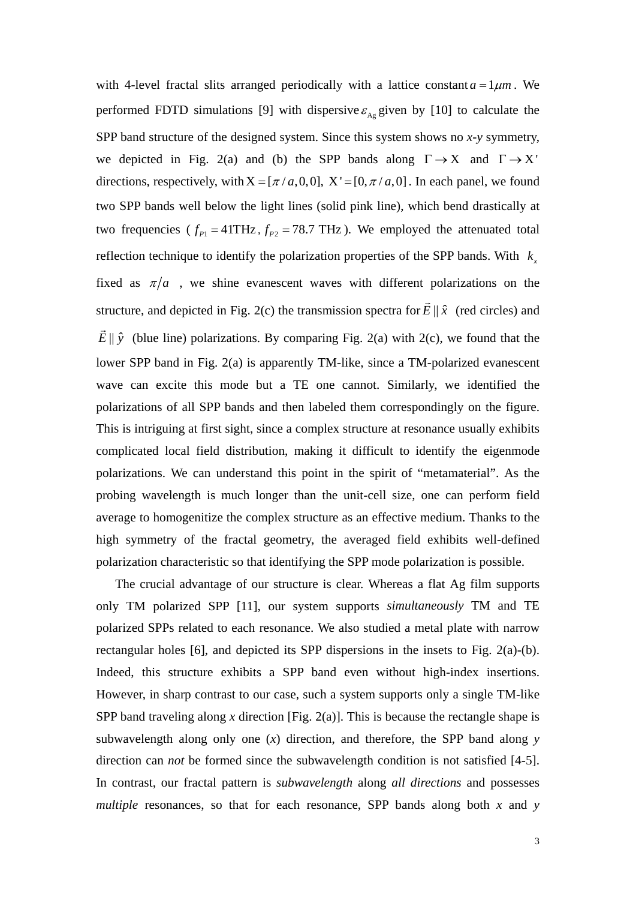with 4-level fractal slits arranged periodically with a lattice constant $a = 1\mu m$. We performed FDTD simulations [9] with dispersive $\varepsilon_{\rm Ag}$ given by [10] to calculate the SPP band structure of the designed system. Since this system shows no *x*-*y* symmetry, we depicted in Fig. 2(a) and (b) the SPP bands along $\Gamma \rightarrow {\rm X}$ and $\Gamma \rightarrow {\rm X}'$ directions, respectively, with ${\rm X} = [\pi / a, 0, 0]$, ${\rm X}' = [0, \pi / a, 0]$. In each panel, we found two SPP bands well below the light lines (solid pink line), which bend drastically at two frequencies ( $f_{P1} = 41\text{THz}$, $f_{P2} = 78.7$ THz ). We employed the attenuated total reflection technique to identify the polarization properties of the SPP bands. With $k_x$ fixed as $\pi/a$ , we shine evanescent waves with different polarizations on the structure, and depicted in Fig. 2(c) the transmission spectra for $\vec{E} \parallel \hat{x}$ (red circles) and $\vec{E} \parallel \hat{y}$ (blue line) polarizations. By comparing Fig. 2(a) with 2(c), we found that the lower SPP band in Fig. 2(a) is apparently TM-like, since a TM-polarized evanescent wave can excite this mode but a TE one cannot. Similarly, we identified the polarizations of all SPP bands and then labeled them correspondingly on the figure. This is intriguing at first sight, since a complex structure at resonance usually exhibits complicated local field distribution, making it difficult to identify the eigenmode polarizations. We can understand this point in the spirit of "metamaterial". As the probing wavelength is much longer than the unit-cell size, one can perform field average to homogenitize the complex structure as an effective medium. Thanks to the high symmetry of the fractal geometry, the averaged field exhibits well-defined polarization characteristic so that identifying the SPP mode polarization is possible.

The crucial advantage of our structure is clear. Whereas a flat Ag film supports only TM polarized SPP [11], our system supports *simultaneously* TM and TE polarized SPPs related to each resonance. We also studied a metal plate with narrow rectangular holes [6], and depicted its SPP dispersions in the insets to Fig. 2(a)-(b). Indeed, this structure exhibits a SPP band even without high-index insertions. However, in sharp contrast to our case, such a system supports only a single TM-like SPP band traveling along *x* direction [Fig. 2(a)]. This is because the rectangle shape is subwavelength along only one (*x*) direction, and therefore, the SPP band along *y* direction can *not* be formed since the subwavelength condition is not satisfied [4-5]. In contrast, our fractal pattern is *subwavelength* along *all directions* and possesses *multiple* resonances, so that for each resonance, SPP bands along both *x* and *y*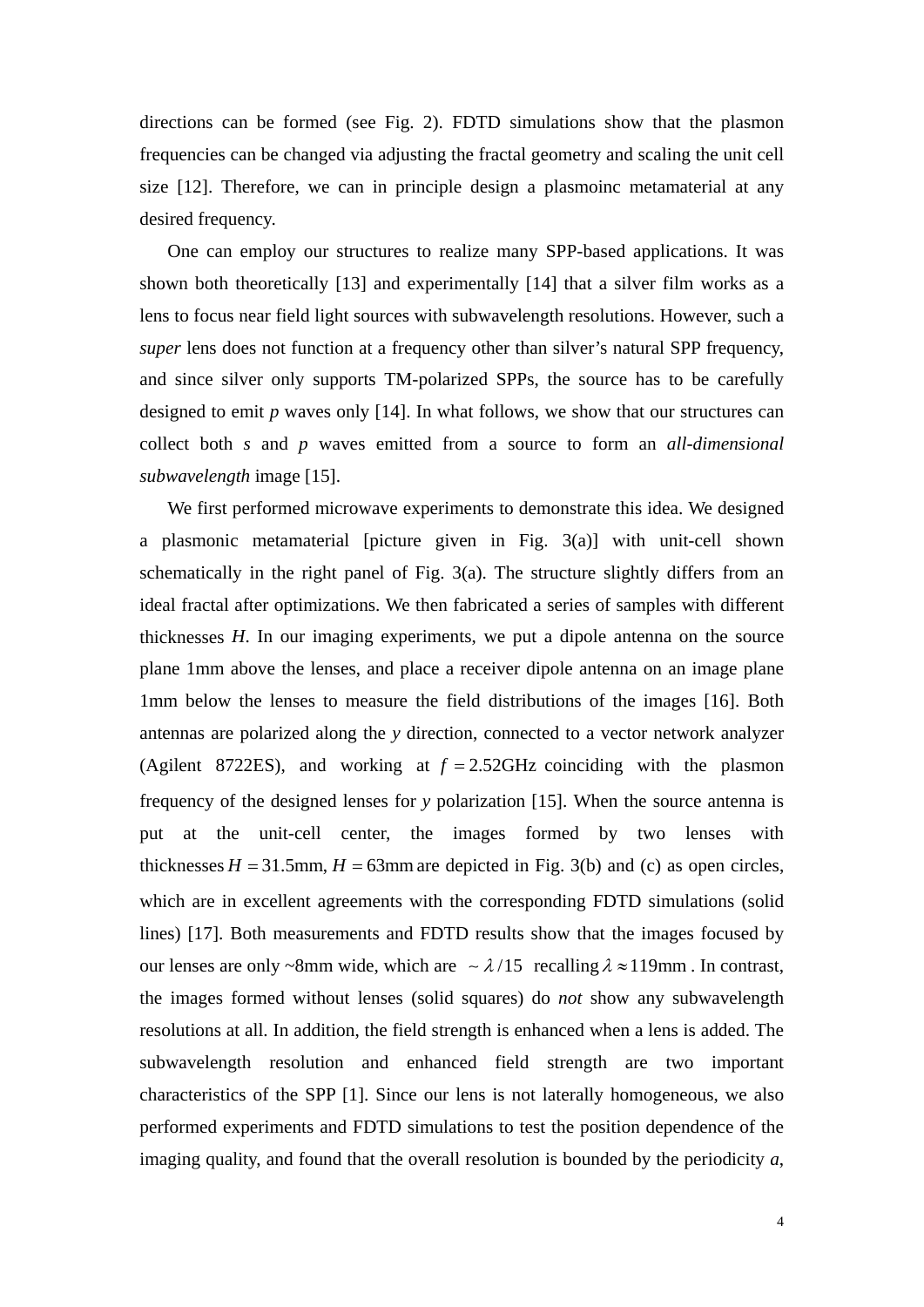directions can be formed (see Fig. 2). FDTD simulations show that the plasmon frequencies can be changed via adjusting the fractal geometry and scaling the unit cell size [12]. Therefore, we can in principle design a plasmoinc metamaterial at any desired frequency.

One can employ our structures to realize many SPP-based applications. It was shown both theoretically [13] and experimentally [14] that a silver film works as a lens to focus near field light sources with subwavelength resolutions. However, such a *super* lens does not function at a frequency other than silver's natural SPP frequency, and since silver only supports TM-polarized SPPs, the source has to be carefully designed to emit *p* waves only [14]. In what follows, we show that our structures can collect both *s* and *p* waves emitted from a source to form an *all-dimensional subwavelength* image [15].

We first performed microwave experiments to demonstrate this idea. We designed a plasmonic metamaterial [picture given in Fig. 3(a)] with unit-cell shown schematically in the right panel of Fig. 3(a). The structure slightly differs from an ideal fractal after optimizations. We then fabricated a series of samples with different thicknesses $H$. In our imaging experiments, we put a dipole antenna on the source plane 1mm above the lenses, and place a receiver dipole antenna on an image plane 1mm below the lenses to measure the field distributions of the images [16]. Both antennas are polarized along the $y$ direction, connected to a vector network analyzer (Agilent 8722ES), and working at $f = 2.52\text{GHz}$ coinciding with the plasmon frequency of the designed lenses for $y$ polarization [15]. When the source antenna is put at the unit-cell center, the images formed by two lenses with thicknesses $H = 31.5\text{mm}$, $H = 63\text{mm}$ are depicted in Fig. 3(b) and (c) as open circles, which are in excellent agreements with the corresponding FDTD simulations (solid lines) [17]. Both measurements and FDTD results show that the images focused by our lenses are only ~8mm wide, which are $\sim \lambda/15$ recalling $\lambda \approx 119\text{mm}$. In contrast, the images formed without lenses (solid squares) do *not* show any subwavelength resolutions at all. In addition, the field strength is enhanced when a lens is added. The subwavelength resolution and enhanced field strength are two important characteristics of the SPP [1]. Since our lens is not laterally homogeneous, we also performed experiments and FDTD simulations to test the position dependence of the imaging quality, and found that the overall resolution is bounded by the periodicity $a$,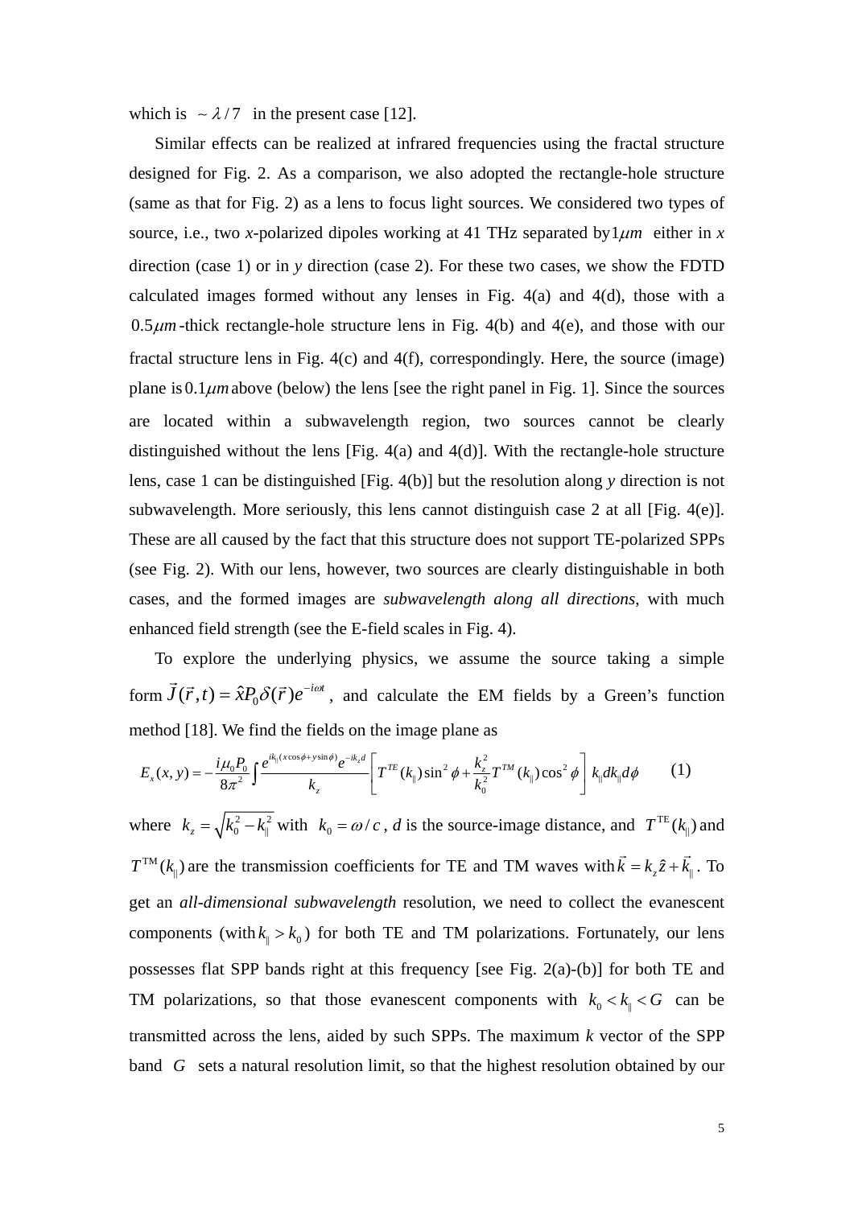which is $\sim \lambda/7$ in the present case [12].

Similar effects can be realized at infrared frequencies using the fractal structure designed for Fig. 2. As a comparison, we also adopted the rectangle-hole structure (same as that for Fig. 2) as a lens to focus light sources. We considered two types of source, i.e., two *x*-polarized dipoles working at 41 THz separated by $1\mu m$ either in *x* direction (case 1) or in *y* direction (case 2). For these two cases, we show the FDTD calculated images formed without any lenses in Fig. 4(a) and 4(d), those with a $0.5\mu m$-thick rectangle-hole structure lens in Fig. 4(b) and 4(e), and those with our fractal structure lens in Fig. 4(c) and 4(f), correspondingly. Here, the source (image) plane is $0.1\mu m$ above (below) the lens [see the right panel in Fig. 1]. Since the sources are located within a subwavelength region, two sources cannot be clearly distinguished without the lens [Fig. 4(a) and 4(d)]. With the rectangle-hole structure lens, case 1 can be distinguished [Fig. 4(b)] but the resolution along *y* direction is not subwavelength. More seriously, this lens cannot distinguish case 2 at all [Fig. 4(e)]. These are all caused by the fact that this structure does not support TE-polarized SPPs (see Fig. 2). With our lens, however, two sources are clearly distinguishable in both cases, and the formed images are *subwavelength along all directions*, with much enhanced field strength (see the E-field scales in Fig. 4).

To explore the underlying physics, we assume the source taking a simple form $\vec{J}(\vec{r},t) = \hat{x}P_0\delta(\vec{r})e^{-i\omega t}$, and calculate the EM fields by a Green's function method [18]. We find the fields on the image plane as

$$E_x(x,y) = -\frac{i\mu_0 P_0}{8\pi^2}\int \frac{e^{ik_{\|}(x\cos\phi + y\sin\phi)}e^{-ik_z d}}{k_z}\left[T^{TE}(k_{\|})\sin^2\phi + \frac{k_z^2}{k_0^2}T^{TM}(k_{\|})\cos^2\phi\right]k_{\|}dk_{\|}d\phi \qquad (1)$$

where $k_z = \sqrt{k_0^2 - k_{\|}^2}$ with $k_0 = \omega/c$, $d$ is the source-image distance, and $T^{\mathrm{TE}}(k_{\|})$ and $T^{\mathrm{TM}}(k_{\|})$ are the transmission coefficients for TE and TM waves with $\vec{k} = k_z\hat{z} + \vec{k}_{\|}$. To get an *all-dimensional subwavelength* resolution, we need to collect the evanescent components (with $k_{\|} > k_0$) for both TE and TM polarizations. Fortunately, our lens possesses flat SPP bands right at this frequency [see Fig. 2(a)-(b)] for both TE and TM polarizations, so that those evanescent components with $k_0 < k_{\|} < G$ can be transmitted across the lens, aided by such SPPs. The maximum *k* vector of the SPP band $G$ sets a natural resolution limit, so that the highest resolution obtained by our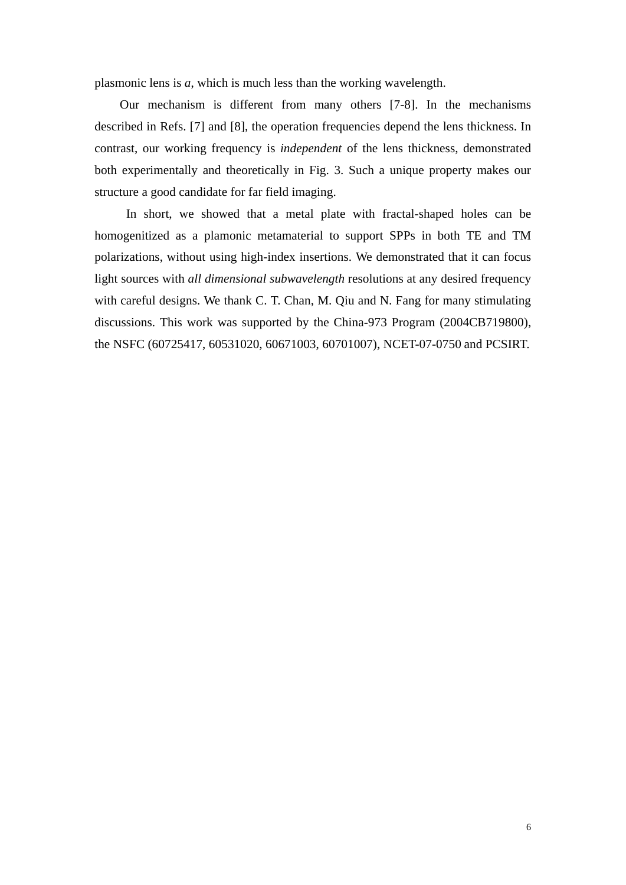plasmonic lens is $a$, which is much less than the working wavelength.

Our mechanism is different from many others [7-8]. In the mechanisms described in Refs. [7] and [8], the operation frequencies depend the lens thickness. In contrast, our working frequency is *independent* of the lens thickness, demonstrated both experimentally and theoretically in Fig. 3. Such a unique property makes our structure a good candidate for far field imaging.

In short, we showed that a metal plate with fractal-shaped holes can be homogenitized as a plamonic metamaterial to support SPPs in both TE and TM polarizations, without using high-index insertions. We demonstrated that it can focus light sources with *all dimensional subwavelength* resolutions at any desired frequency with careful designs. We thank C. T. Chan, M. Qiu and N. Fang for many stimulating discussions. This work was supported by the China-973 Program (2004CB719800), the NSFC (60725417, 60531020, 60671003, 60701007), NCET-07-0750 and PCSIRT.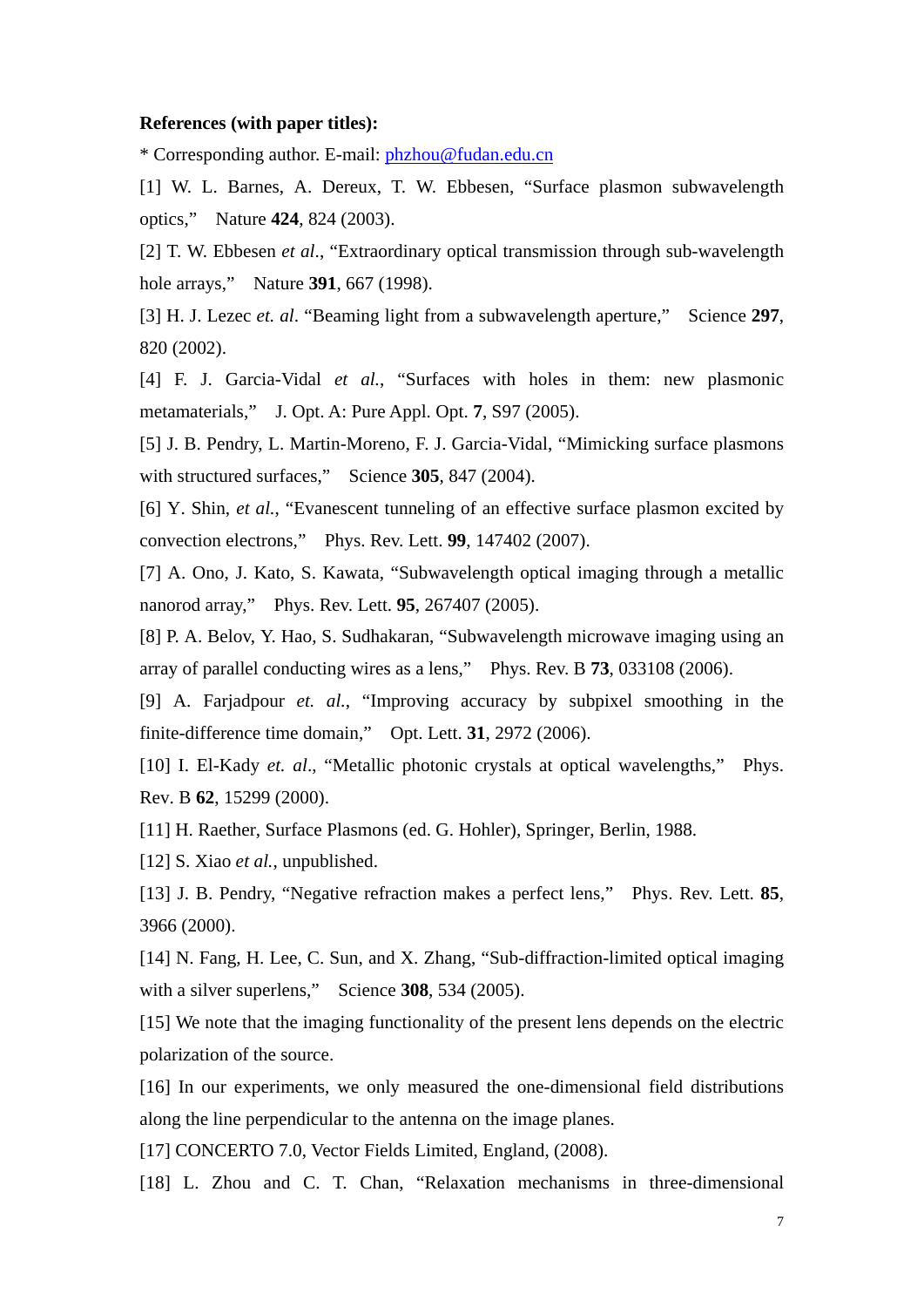**References (with paper titles):**

* Corresponding author. E-mail: phzhou@fudan.edu.cn

[1] W. L. Barnes, A. Dereux, T. W. Ebbesen, "Surface plasmon subwavelength optics," Nature **424**, 824 (2003).

[2] T. W. Ebbesen *et al*., "Extraordinary optical transmission through sub-wavelength hole arrays," Nature **391**, 667 (1998).

[3] H. J. Lezec *et. al*. "Beaming light from a subwavelength aperture," Science **297**, 820 (2002).

[4] F. J. Garcia-Vidal *et al.*, "Surfaces with holes in them: new plasmonic metamaterials," J. Opt. A: Pure Appl. Opt. **7**, S97 (2005).

[5] J. B. Pendry, L. Martin-Moreno, F. J. Garcia-Vidal, "Mimicking surface plasmons with structured surfaces," Science **305**, 847 (2004).

[6] Y. Shin, *et al.*, "Evanescent tunneling of an effective surface plasmon excited by convection electrons," Phys. Rev. Lett. **99**, 147402 (2007).

[7] A. Ono, J. Kato, S. Kawata, "Subwavelength optical imaging through a metallic nanorod array," Phys. Rev. Lett. **95**, 267407 (2005).

[8] P. A. Belov, Y. Hao, S. Sudhakaran, "Subwavelength microwave imaging using an array of parallel conducting wires as a lens," Phys. Rev. B **73**, 033108 (2006).

[9] A. Farjadpour *et. al.*, "Improving accuracy by subpixel smoothing in the finite-difference time domain," Opt. Lett. **31**, 2972 (2006).

[10] I. El-Kady *et. al*., "Metallic photonic crystals at optical wavelengths," Phys. Rev. B **62**, 15299 (2000).

[11] H. Raether, Surface Plasmons (ed. G. Hohler), Springer, Berlin, 1988.

[12] S. Xiao *et al.*, unpublished.

[13] J. B. Pendry, "Negative refraction makes a perfect lens," Phys. Rev. Lett. **85**, 3966 (2000).

[14] N. Fang, H. Lee, C. Sun, and X. Zhang, "Sub-diffraction-limited optical imaging with a silver superlens," Science **308**, 534 (2005).

[15] We note that the imaging functionality of the present lens depends on the electric polarization of the source.

[16] In our experiments, we only measured the one-dimensional field distributions along the line perpendicular to the antenna on the image planes.

[17] CONCERTO 7.0, Vector Fields Limited, England, (2008).

[18] L. Zhou and C. T. Chan, "Relaxation mechanisms in three-dimensional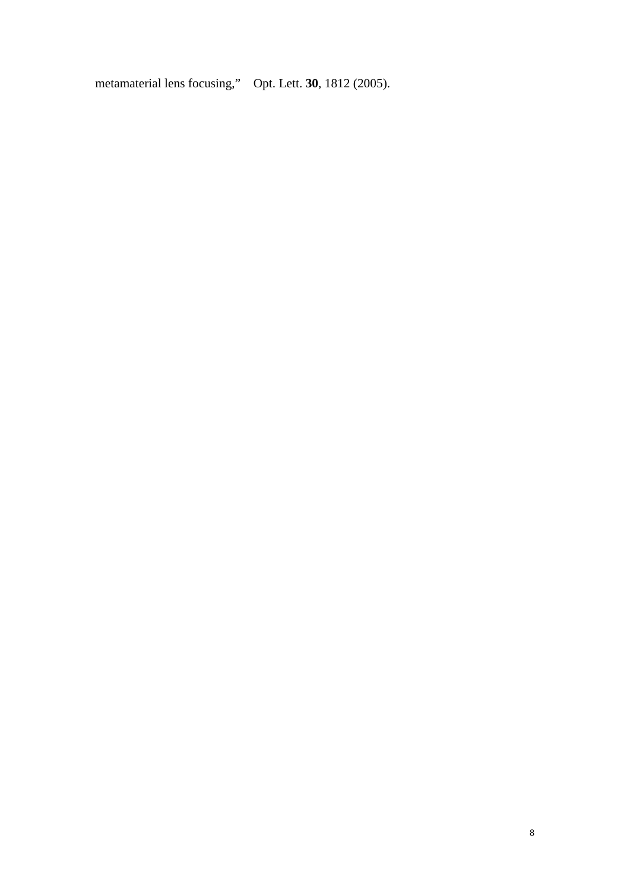metamaterial lens focusing," Opt. Lett. **30**, 1812 (2005).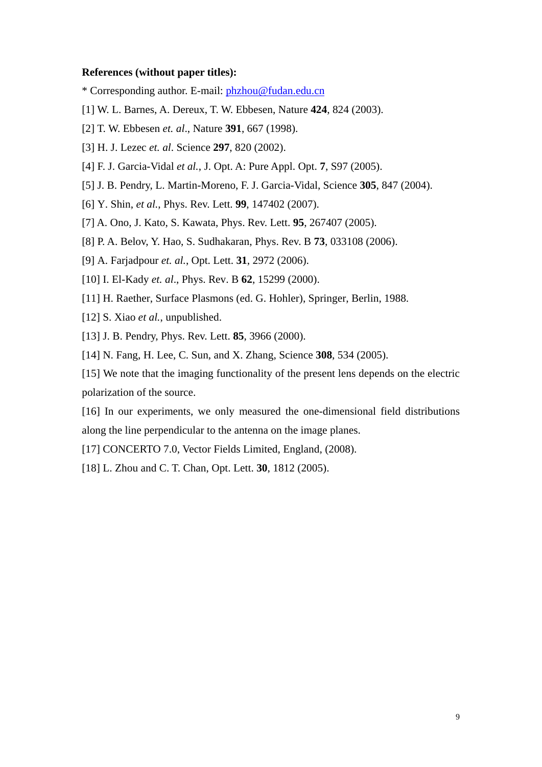**References (without paper titles):**

* Corresponding author. E-mail: phzhou@fudan.edu.cn

[1] W. L. Barnes, A. Dereux, T. W. Ebbesen, Nature **424**, 824 (2003).

[2] T. W. Ebbesen *et. al*., Nature **391**, 667 (1998).

[3] H. J. Lezec *et. al*. Science **297**, 820 (2002).

[4] F. J. Garcia-Vidal *et al.*, J. Opt. A: Pure Appl. Opt. **7**, S97 (2005).

[5] J. B. Pendry, L. Martin-Moreno, F. J. Garcia-Vidal, Science **305**, 847 (2004).

[6] Y. Shin, *et al.*, Phys. Rev. Lett. **99**, 147402 (2007).

[7] A. Ono, J. Kato, S. Kawata, Phys. Rev. Lett. **95**, 267407 (2005).

[8] P. A. Belov, Y. Hao, S. Sudhakaran, Phys. Rev. B **73**, 033108 (2006).

[9] A. Farjadpour *et. al.*, Opt. Lett. **31**, 2972 (2006).

[10] I. El-Kady *et. al*., Phys. Rev. B **62**, 15299 (2000).

[11] H. Raether, Surface Plasmons (ed. G. Hohler), Springer, Berlin, 1988.

[12] S. Xiao *et al.*, unpublished.

[13] J. B. Pendry, Phys. Rev. Lett. **85**, 3966 (2000).

[14] N. Fang, H. Lee, C. Sun, and X. Zhang, Science **308**, 534 (2005).

[15] We note that the imaging functionality of the present lens depends on the electric polarization of the source.

[16] In our experiments, we only measured the one-dimensional field distributions along the line perpendicular to the antenna on the image planes.

[17] CONCERTO 7.0, Vector Fields Limited, England, (2008).

[18] L. Zhou and C. T. Chan, Opt. Lett. **30**, 1812 (2005).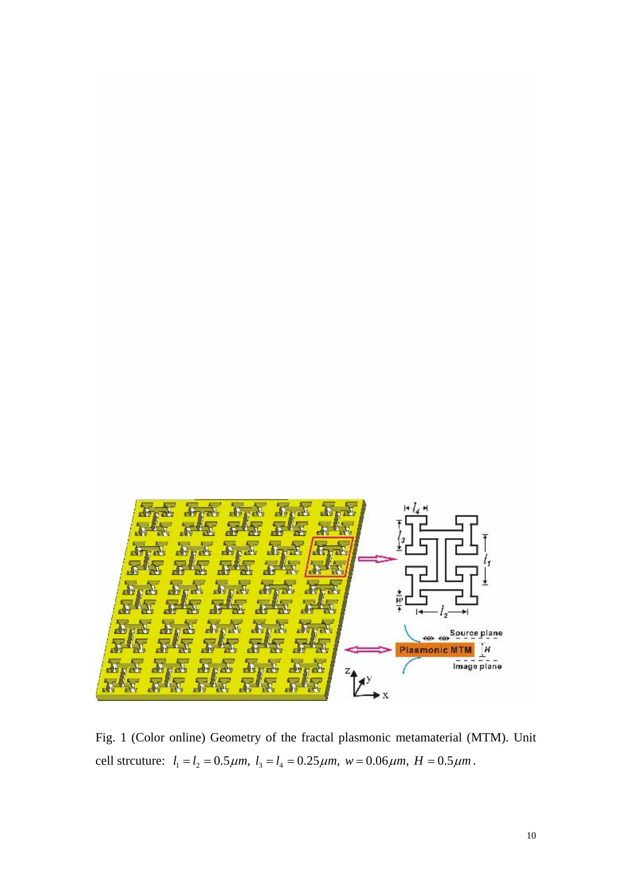Fig. 1 (Color online) Geometry of the fractal plasmonic metamaterial (MTM). Unit cell strcuture: $l_1 = l_2 = 0.5\mu m,\ l_3 = l_4 = 0.25\mu m,\ w = 0.06\mu m,\ H = 0.5\mu m$.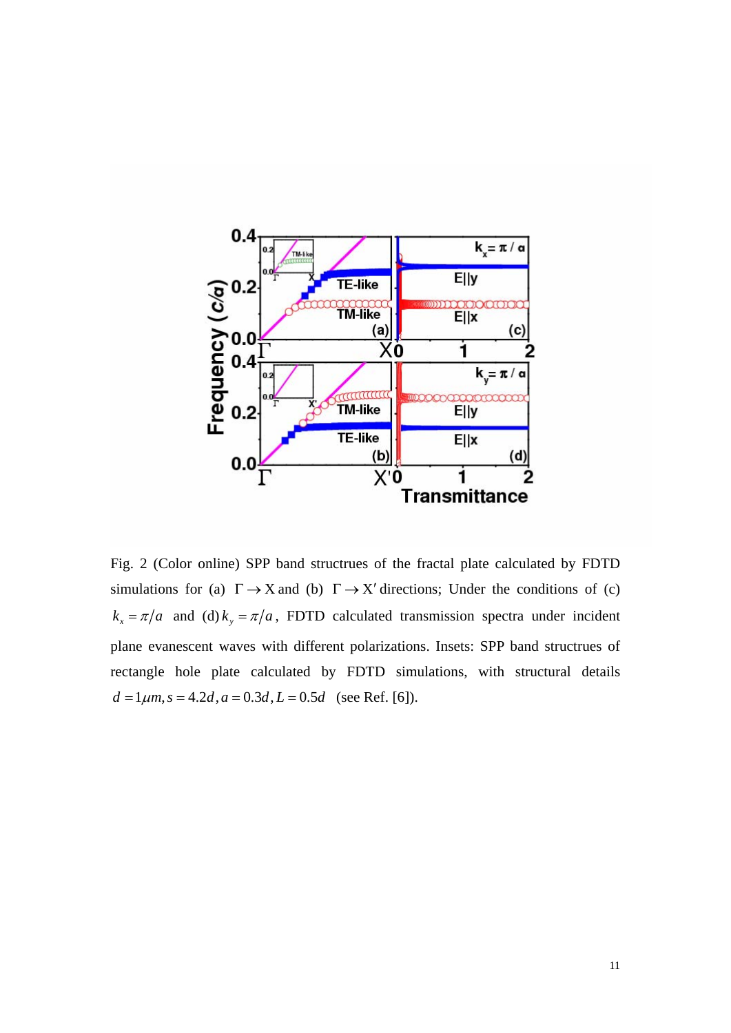Fig. 2 (Color online) SPP band structrues of the fractal plate calculated by FDTD simulations for (a) $\Gamma \rightarrow \mathrm{X}$ and (b) $\Gamma \rightarrow \mathrm{X}'$ directions; Under the conditions of (c) $k_x = \pi/a$ and (d) $k_y = \pi/a$, FDTD calculated transmission spectra under incident plane evanescent waves with different polarizations. Insets: SPP band structrues of rectangle hole plate calculated by FDTD simulations, with structural details $d = 1\mu m, s = 4.2d, a = 0.3d, L = 0.5d$ (see Ref. [6]).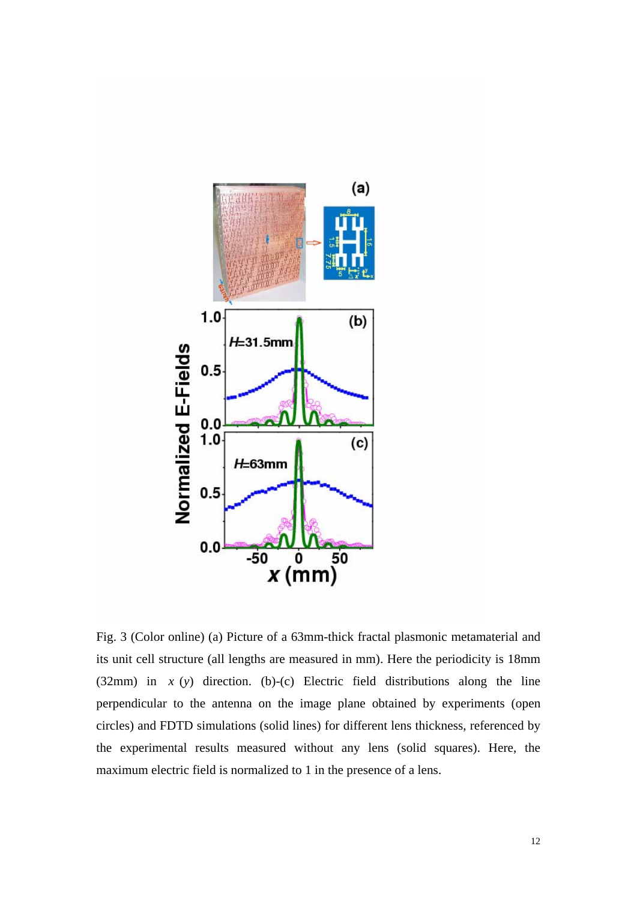Fig. 3 (Color online) (a) Picture of a 63mm-thick fractal plasmonic metamaterial and its unit cell structure (all lengths are measured in mm). Here the periodicity is 18mm (32mm) in $x$ ($y$) direction. (b)-(c) Electric field distributions along the line perpendicular to the antenna on the image plane obtained by experiments (open circles) and FDTD simulations (solid lines) for different lens thickness, referenced by the experimental results measured without any lens (solid squares). Here, the maximum electric field is normalized to 1 in the presence of a lens.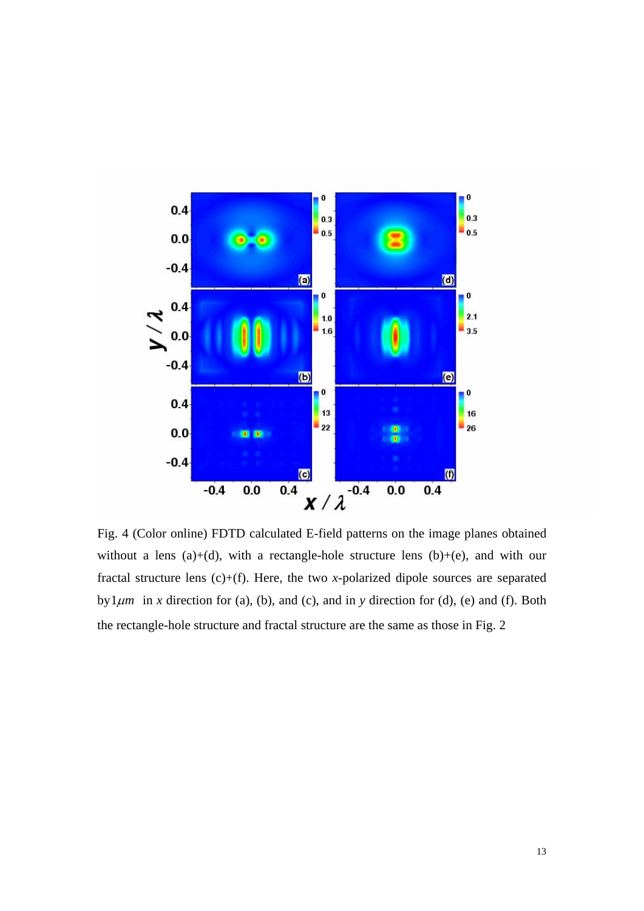0.4

0.0

-0.4

(a)

0

0.3

0.5

(d)

0

0.3

0.5

$y / \lambda$

(b)

0

1.0

1.6

(e)

0

2.1

3.5

(c)

0

13

22

(f)

0

16

26

-0.4 0.0 0.4 -0.4 0.0 0.4

$x / \lambda$

Fig. 4 (Color online) FDTD calculated E-field patterns on the image planes obtained without a lens (a)+(d), with a rectangle-hole structure lens (b)+(e), and with our fractal structure lens (c)+(f). Here, the two *x*-polarized dipole sources are separated by $1\mu m$ in *x* direction for (a), (b), and (c), and in *y* direction for (d), (e) and (f). Both the rectangle-hole structure and fractal structure are the same as those in Fig. 2